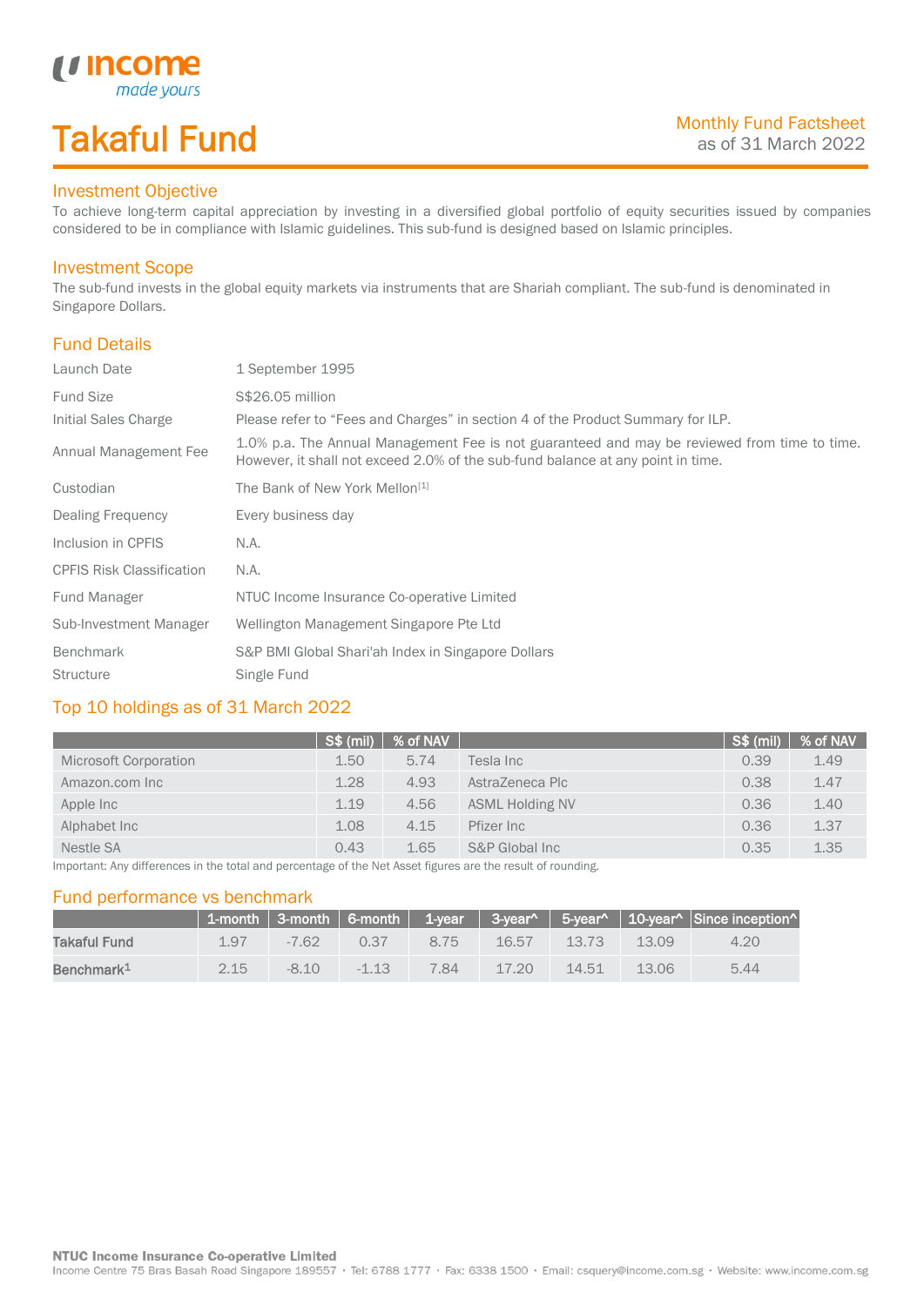# Takaful Fund

Monthly Fund Factsheet
as of 31 March 2022

## Investment Objective

To achieve long-term capital appreciation by investing in a diversified global portfolio of equity securities issued by companies considered to be in compliance with Islamic guidelines. This sub-fund is designed based on Islamic principles.

## Investment Scope

The sub-fund invests in the global equity markets via instruments that are Shariah compliant. The sub-fund is denominated in Singapore Dollars.

## Fund Details

| | |
|---|---|
| Launch Date | 1 September 1995 |
| Fund Size | S$26.05 million |
| Initial Sales Charge | Please refer to "Fees and Charges" in section 4 of the Product Summary for ILP. |
| Annual Management Fee | 1.0% p.a. The Annual Management Fee is not guaranteed and may be reviewed from time to time. However, it shall not exceed 2.0% of the sub-fund balance at any point in time. |
| Custodian | The Bank of New York Mellon[1] |
| Dealing Frequency | Every business day |
| Inclusion in CPFIS | N.A. |
| CPFIS Risk Classification | N.A. |
| Fund Manager | NTUC Income Insurance Co-operative Limited |
| Sub-Investment Manager | Wellington Management Singapore Pte Ltd |
| Benchmark | S&P BMI Global Shari'ah Index in Singapore Dollars |
| Structure | Single Fund |

## Top 10 holdings as of 31 March 2022

| | S$ (mil) | % of NAV | | S$ (mil) | % of NAV |
|---|---|---|---|---|---|
| Microsoft Corporation | 1.50 | 5.74 | Tesla Inc | 0.39 | 1.49 |
| Amazon.com Inc | 1.28 | 4.93 | AstraZeneca Plc | 0.38 | 1.47 |
| Apple Inc | 1.19 | 4.56 | ASML Holding NV | 0.36 | 1.40 |
| Alphabet Inc | 1.08 | 4.15 | Pfizer Inc | 0.36 | 1.37 |
| Nestle SA | 0.43 | 1.65 | S&P Global Inc | 0.35 | 1.35 |

Important: Any differences in the total and percentage of the Net Asset figures are the result of rounding.

## Fund performance vs benchmark

| | 1-month | 3-month | 6-month | 1-year | 3-year^ | 5-year^ | 10-year^ | Since inception^ |
|---|---|---|---|---|---|---|---|---|
| **Takaful Fund** | 1.97 | -7.62 | 0.37 | 8.75 | 16.57 | 13.73 | 13.09 | 4.20 |
| **Benchmark[1]** | 2.15 | -8.10 | -1.13 | 7.84 | 17.20 | 14.51 | 13.06 | 5.44 |

**NTUC Income Insurance Co-operative Limited**
Income Centre 75 Bras Basah Road Singapore 189557 · Tel: 6788 1777 · Fax: 6338 1500 · Email: csquery@income.com.sg · Website: www.income.com.sg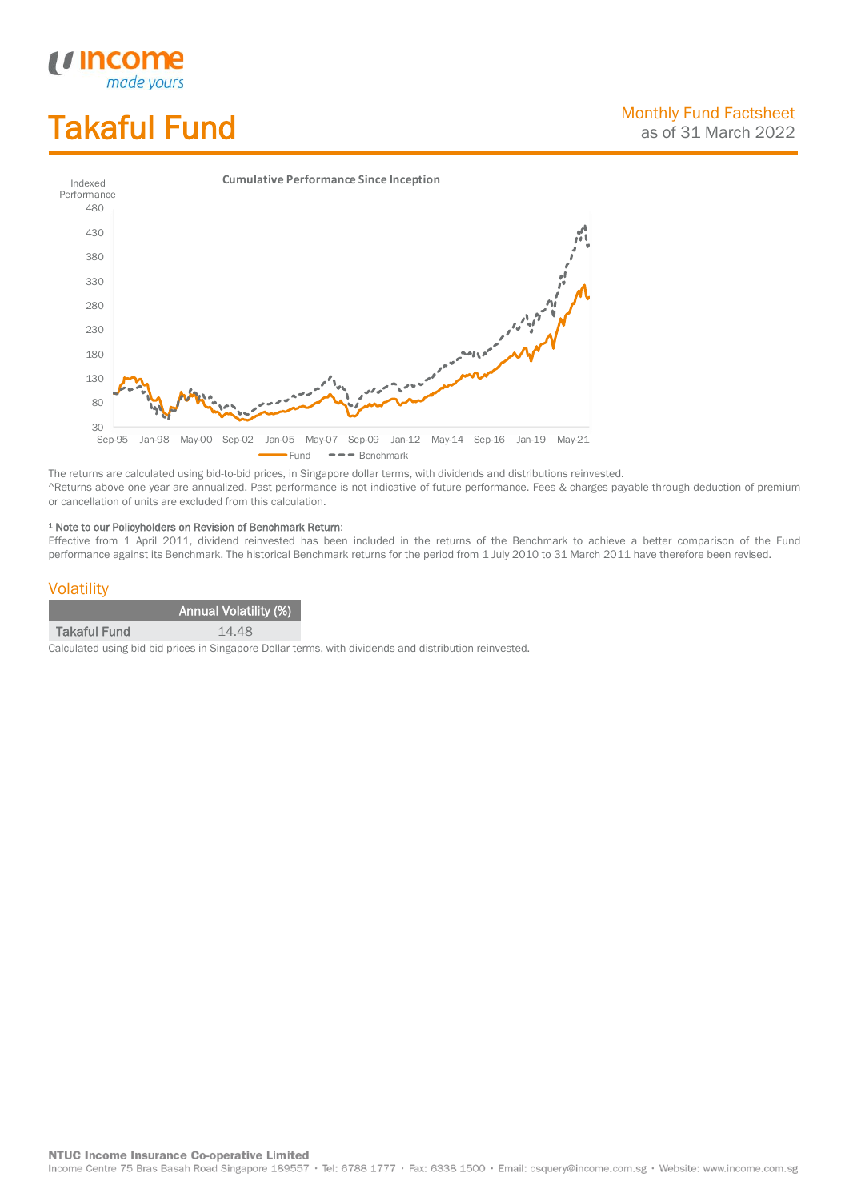# Takaful Fund

Monthly Fund Factsheet
as of 31 March 2022

**Cumulative Performance Since Inception**

Indexed Performance

The returns are calculated using bid-to-bid prices, in Singapore dollar terms, with dividends and distributions reinvested.
^Returns above one year are annualized. Past performance is not indicative of future performance. Fees & charges payable through deduction of premium or cancellation of units are excluded from this calculation.

[1] Note to our Policyholders on Revision of Benchmark Return:
Effective from 1 April 2011, dividend reinvested has been included in the returns of the Benchmark to achieve a better comparison of the Fund performance against its Benchmark. The historical Benchmark returns for the period from 1 July 2010 to 31 March 2011 have therefore been revised.

## Volatility

| | Annual Volatility (%) |
|---|---|
| Takaful Fund | 14.48 |

Calculated using bid-bid prices in Singapore Dollar terms, with dividends and distribution reinvested.

**NTUC Income Insurance Co-operative Limited**
Income Centre 75 Bras Basah Road Singapore 189557 · Tel: 6788 1777 · Fax: 6338 1500 · Email: csquery@income.com.sg · Website: www.income.com.sg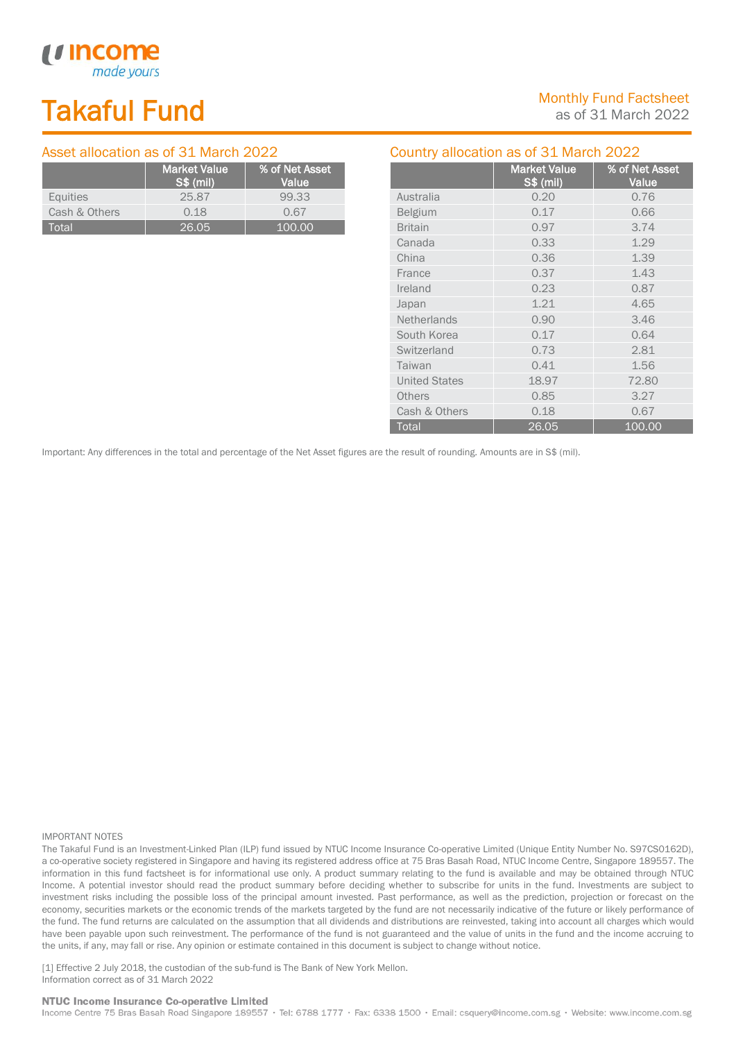# Takaful Fund

Monthly Fund Factsheet
as of 31 March 2022

## Asset allocation as of 31 March 2022

| | Market Value S$ (mil) | % of Net Asset Value |
|---|---|---|
| Equities | 25.87 | 99.33 |
| Cash & Others | 0.18 | 0.67 |
| Total | 26.05 | 100.00 |

## Country allocation as of 31 March 2022

| | Market Value S$ (mil) | % of Net Asset Value |
|---|---|---|
| Australia | 0.20 | 0.76 |
| Belgium | 0.17 | 0.66 |
| Britain | 0.97 | 3.74 |
| Canada | 0.33 | 1.29 |
| China | 0.36 | 1.39 |
| France | 0.37 | 1.43 |
| Ireland | 0.23 | 0.87 |
| Japan | 1.21 | 4.65 |
| Netherlands | 0.90 | 3.46 |
| South Korea | 0.17 | 0.64 |
| Switzerland | 0.73 | 2.81 |
| Taiwan | 0.41 | 1.56 |
| United States | 18.97 | 72.80 |
| Others | 0.85 | 3.27 |
| Cash & Others | 0.18 | 0.67 |
| Total | 26.05 | 100.00 |

Important: Any differences in the total and percentage of the Net Asset figures are the result of rounding. Amounts are in S$ (mil).

IMPORTANT NOTES

The Takaful Fund is an Investment-Linked Plan (ILP) fund issued by NTUC Income Insurance Co-operative Limited (Unique Entity Number No. S97CS0162D), a co-operative society registered in Singapore and having its registered address office at 75 Bras Basah Road, NTUC Income Centre, Singapore 189557. The information in this fund factsheet is for informational use only. A product summary relating to the fund is available and may be obtained through NTUC Income. A potential investor should read the product summary before deciding whether to subscribe for units in the fund. Investments are subject to investment risks including the possible loss of the principal amount invested. Past performance, as well as the prediction, projection or forecast on the economy, securities markets or the economic trends of the markets targeted by the fund are not necessarily indicative of the future or likely performance of the fund. The fund returns are calculated on the assumption that all dividends and distributions are reinvested, taking into account all charges which would have been payable upon such reinvestment. The performance of the fund is not guaranteed and the value of units in the fund and the income accruing to the units, if any, may fall or rise. Any opinion or estimate contained in this document is subject to change without notice.

[1] Effective 2 July 2018, the custodian of the sub-fund is The Bank of New York Mellon.
Information correct as of 31 March 2022

**NTUC Income Insurance Co-operative Limited**
Income Centre 75 Bras Basah Road Singapore 189557 · Tel: 6788 1777 · Fax: 6338 1500 · Email: csquery@income.com.sg · Website: www.income.com.sg